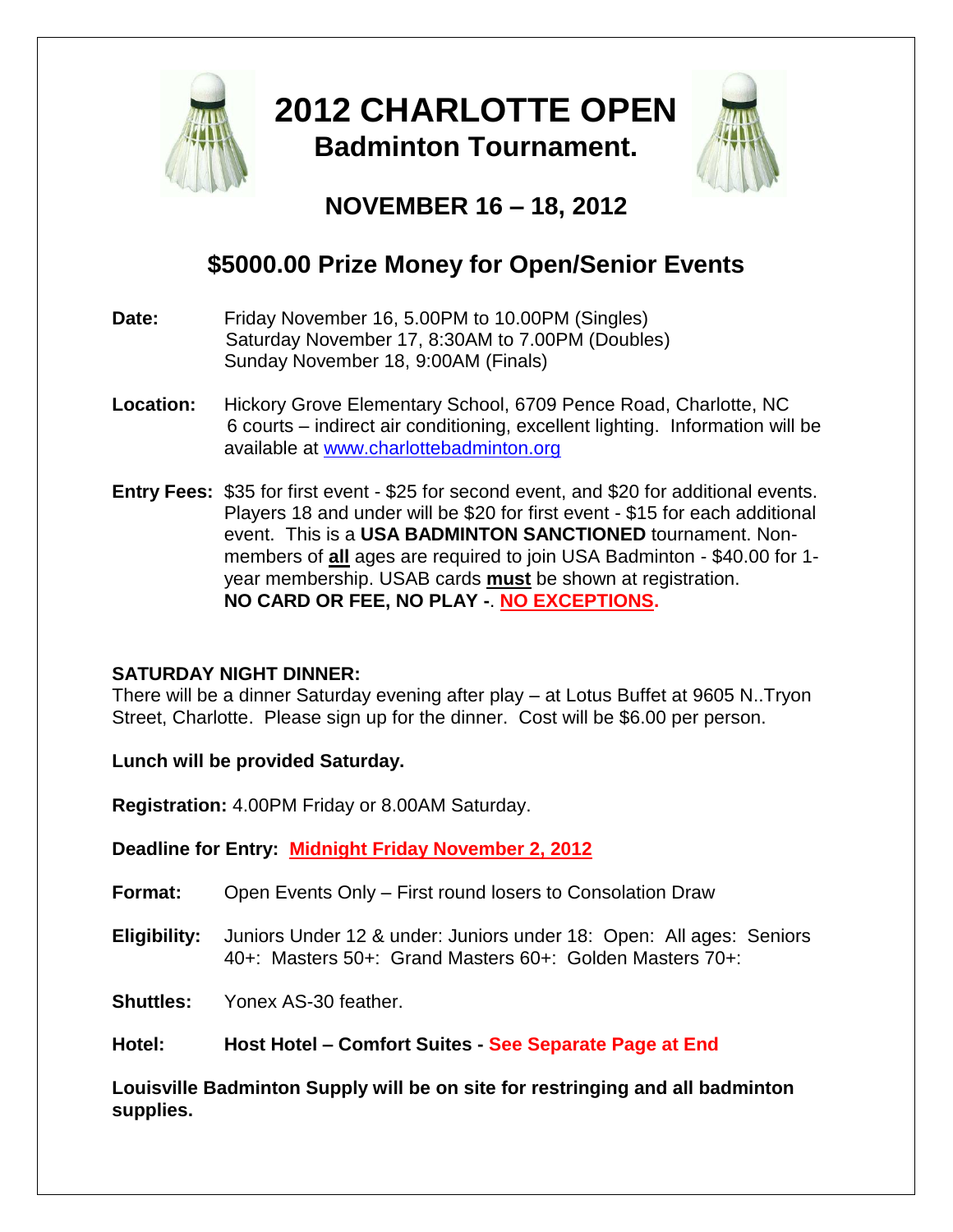# 2012 CHARLOTTE OPEN

## Badminton Tournament.

## NOVEMBER 16 – 18, 2012

## $5000.00 Prize Money for Open/Senior Events

**Date:** Friday November 16, 5.00PM to 10.00PM (Singles)
Saturday November 17, 8:30AM to 7.00PM (Doubles)
Sunday November 18, 9:00AM (Finals)

**Location:** Hickory Grove Elementary School, 6709 Pence Road, Charlotte, NC
6 courts – indirect air conditioning, excellent lighting. Information will be available at www.charlottebadminton.org

**Entry Fees:** $35 for first event - $25 for second event, and $20 for additional events. Players 18 and under will be $20 for first event - $15 for each additional event. This is a **USA BADMINTON SANCTIONED** tournament. Non-members of **all** ages are required to join USA Badminton - $40.00 for 1-year membership. USAB cards **must** be shown at registration. **NO CARD OR FEE, NO PLAY -**. **NO EXCEPTIONS.**

**SATURDAY NIGHT DINNER:**
There will be a dinner Saturday evening after play – at Lotus Buffet at 9605 N..Tryon Street, Charlotte. Please sign up for the dinner. Cost will be $6.00 per person.

**Lunch will be provided Saturday.**

**Registration:** 4.00PM Friday or 8.00AM Saturday.

**Deadline for Entry:** **Midnight Friday November 2, 2012**

**Format:** Open Events Only – First round losers to Consolation Draw

**Eligibility:** Juniors Under 12 & under: Juniors under 18: Open: All ages: Seniors 40+: Masters 50+: Grand Masters 60+: Golden Masters 70+:

**Shuttles:** Yonex AS-30 feather.

**Hotel:** **Host Hotel – Comfort Suites - See Separate Page at End**

**Louisville Badminton Supply will be on site for restringing and all badminton supplies.**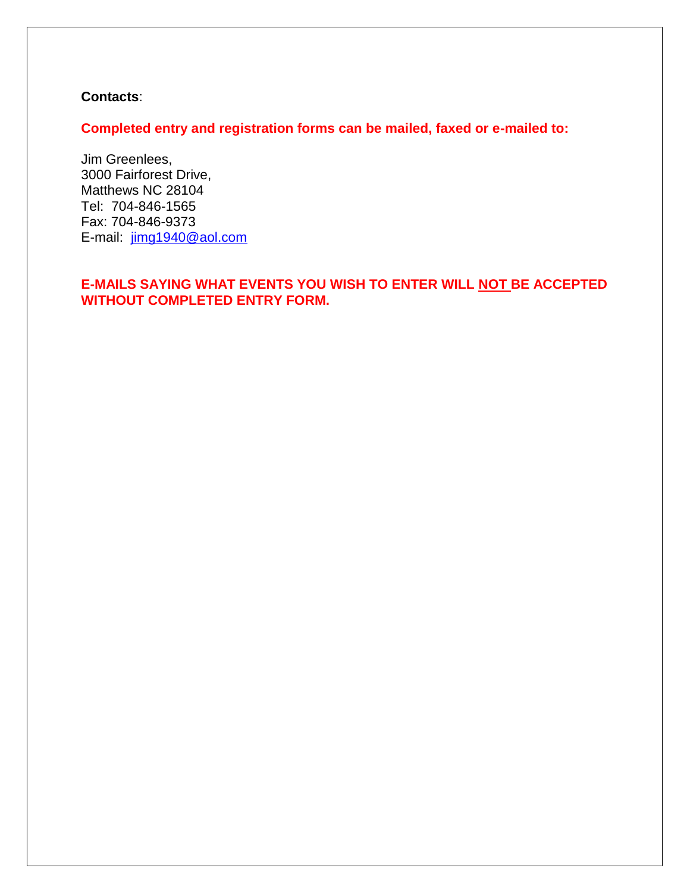**Contacts**:

**Completed entry and registration forms can be mailed, faxed or e-mailed to:**

Jim Greenlees,
3000 Fairforest Drive,
Matthews NC 28104
Tel: 704-846-1565
Fax: 704-846-9373
E-mail: jimg1940@aol.com

**E-MAILS SAYING WHAT EVENTS YOU WISH TO ENTER WILL NOT BE ACCEPTED WITHOUT COMPLETED ENTRY FORM.**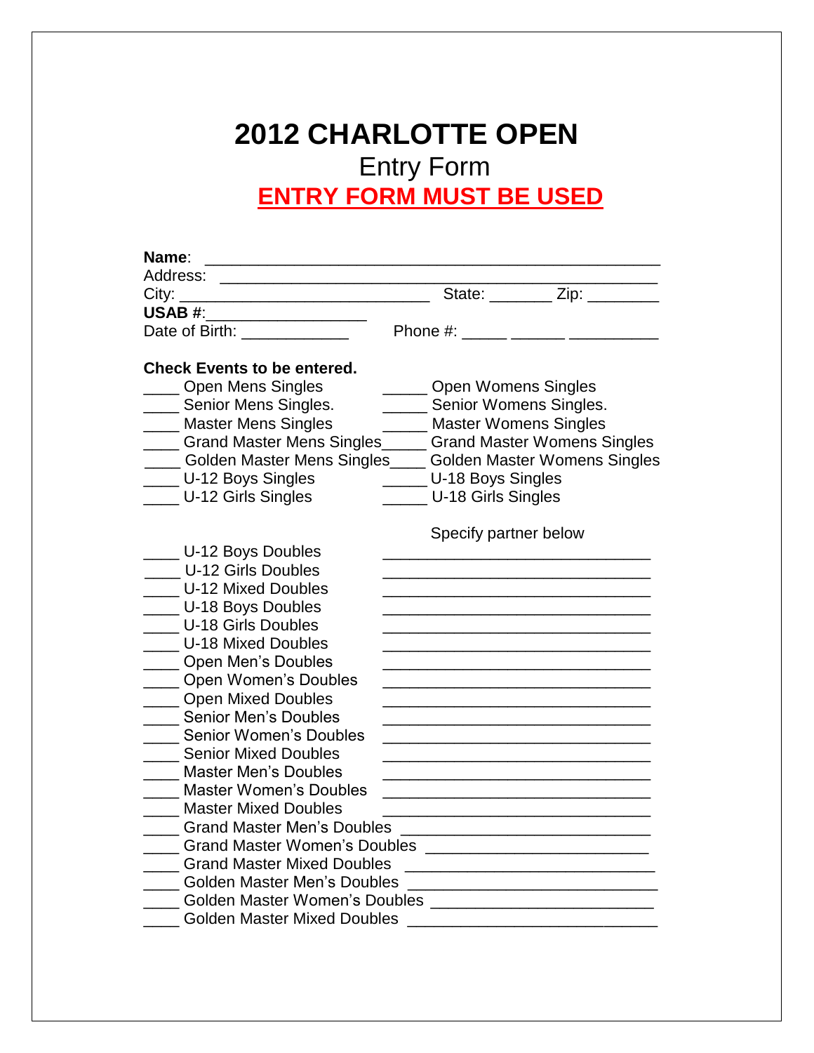# 2012 CHARLOTTE OPEN

## Entry Form

## **ENTRY FORM MUST BE USED**

**Name**: ______________________________________________________
Address: ______________________________________________________
City: ______________________________ State: _______ Zip: ________
**USAB #**:___________________
Date of Birth: ____________ Phone #: _____ ______ __________

**Check Events to be entered.**

____ Open Mens Singles
____ Senior Mens Singles.
____ Master Mens Singles
____ Grand Master Mens Singles
____ Golden Master Mens Singles
____ U-12 Boys Singles
____ U-12 Girls Singles

_____ Open Womens Singles
_____ Senior Womens Singles.
_____ Master Womens Singles
_____ Grand Master Womens Singles
_____ Golden Master Womens Singles
_____ U-18 Boys Singles
_____ U-18 Girls Singles

| Event | Specify partner below |
|---|---|
| ____ U-12 Boys Doubles | ______________________________ |
| ____ U-12 Girls Doubles | ______________________________ |
| ____ U-12 Mixed Doubles | ______________________________ |
| ____ U-18 Boys Doubles | ______________________________ |
| ____ U-18 Girls Doubles | ______________________________ |
| ____ U-18 Mixed Doubles | ______________________________ |
| ____ Open Men's Doubles | ______________________________ |
| ____ Open Women's Doubles | ______________________________ |
| ____ Open Mixed Doubles | ______________________________ |
| ____ Senior Men's Doubles | ______________________________ |
| ____ Senior Women's Doubles | ______________________________ |
| ____ Senior Mixed Doubles | ______________________________ |
| ____ Master Men's Doubles | ______________________________ |
| ____ Master Women's Doubles | ______________________________ |
| ____ Master Mixed Doubles | ______________________________ |
| ____ Grand Master Men's Doubles | ____________________________ |
| ____ Grand Master Women's Doubles | _________________________ |
| ____ Grand Master Mixed Doubles | ____________________________ |
| ____ Golden Master Men's Doubles | ____________________________ |
| ____ Golden Master Women's Doubles | _________________________ |
| ____ Golden Master Mixed Doubles | ____________________________ |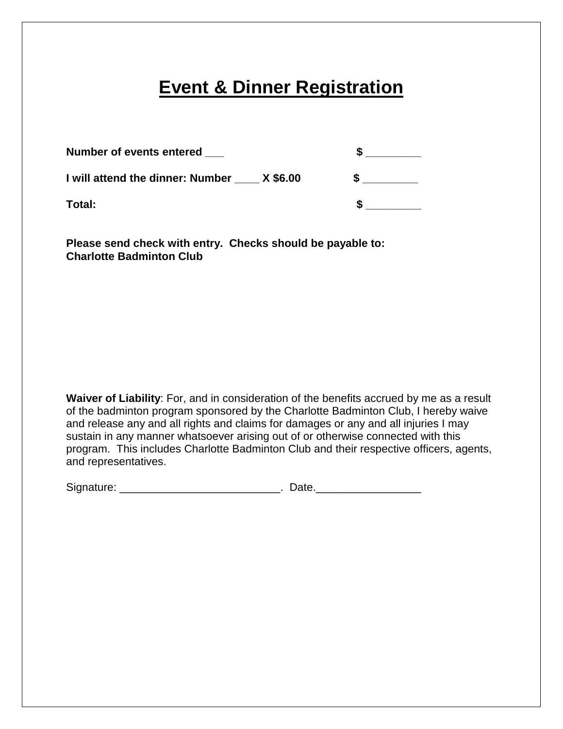# Event & Dinner Registration

**Number of events entered ___ $ _________**

**I will attend the dinner: Number ____ X $6.00 $ _________**

**Total: $ _________**

**Please send check with entry. Checks should be payable to:**
**Charlotte Badminton Club**

**Waiver of Liability**: For, and in consideration of the benefits accrued by me as a result of the badminton program sponsored by the Charlotte Badminton Club, I hereby waive and release any and all rights and claims for damages or any and all injuries I may sustain in any manner whatsoever arising out of or otherwise connected with this program. This includes Charlotte Badminton Club and their respective officers, agents, and representatives.

Signature: ___________________________. Date._________________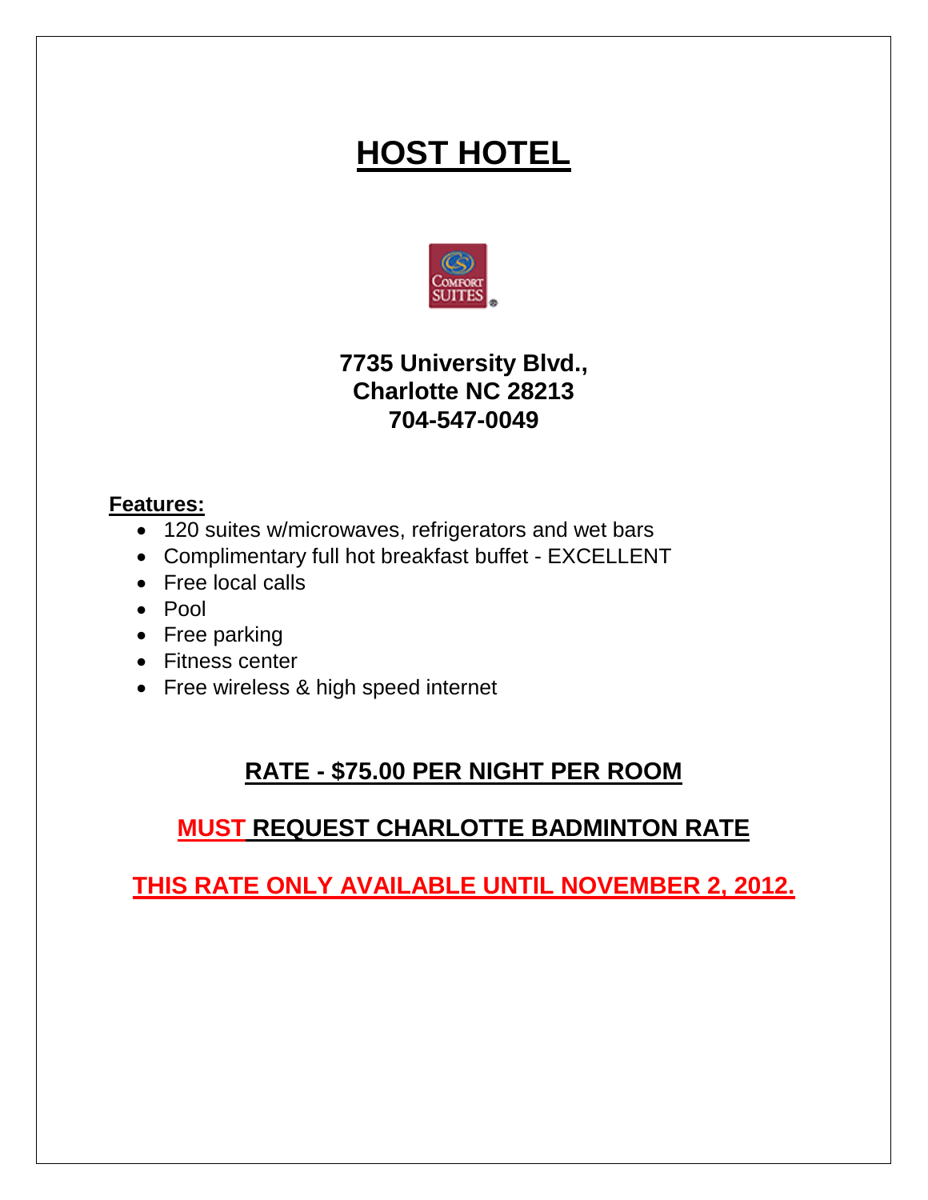# HOST HOTEL

**7735 University Blvd.,**
**Charlotte NC 28213**
**704-547-0049**

**Features:**

- 120 suites w/microwaves, refrigerators and wet bars
- Complimentary full hot breakfast buffet - EXCELLENT
- Free local calls
- Pool
- Free parking
- Fitness center
- Free wireless & high speed internet

## RATE - $75.00 PER NIGHT PER ROOM

## MUST REQUEST CHARLOTTE BADMINTON RATE

## THIS RATE ONLY AVAILABLE UNTIL NOVEMBER 2, 2012.